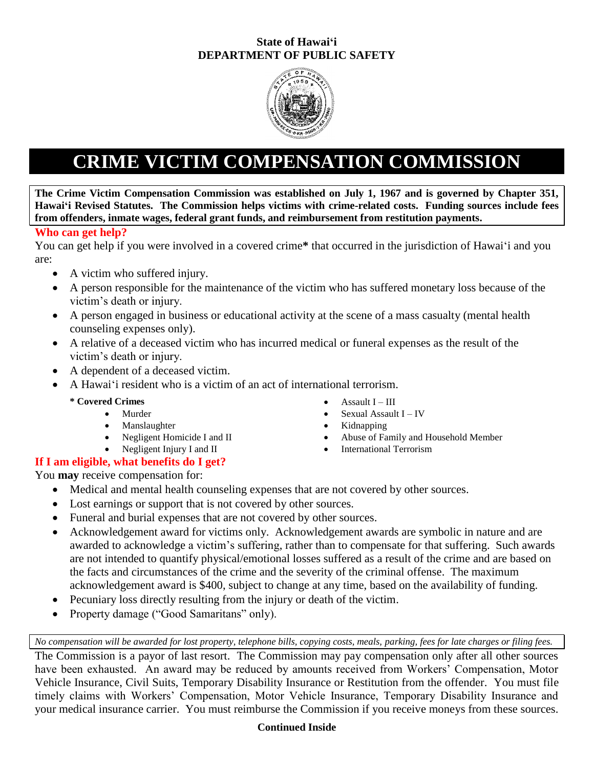**State of Hawaiʻi**
**DEPARTMENT OF PUBLIC SAFETY**

# CRIME VICTIM COMPENSATION COMMISSION

**The Crime Victim Compensation Commission was established on July 1, 1967 and is governed by Chapter 351, Hawaiʻi Revised Statutes. The Commission helps victims with crime-related costs. Funding sources include fees from offenders, inmate wages, federal grant funds, and reimbursement from restitution payments.**

## Who can get help?

You can get help if you were involved in a covered crime* that occurred in the jurisdiction of Hawaiʻi and you are:

- A victim who suffered injury.
- A person responsible for the maintenance of the victim who has suffered monetary loss because of the victim's death or injury.
- A person engaged in business or educational activity at the scene of a mass casualty (mental health counseling expenses only).
- A relative of a deceased victim who has incurred medical or funeral expenses as the result of the victim's death or injury.
- A dependent of a deceased victim.
- A Hawaiʻi resident who is a victim of an act of international terrorism.

**\* Covered Crimes**

- Murder
- Manslaughter
- Negligent Homicide I and II
- Negligent Injury I and II
- Assault I – III
- Sexual Assault I – IV
- Kidnapping
- Abuse of Family and Household Member
- International Terrorism

## If I am eligible, what benefits do I get?

You **may** receive compensation for:

- Medical and mental health counseling expenses that are not covered by other sources.
- Lost earnings or support that is not covered by other sources.
- Funeral and burial expenses that are not covered by other sources.
- Acknowledgement award for victims only. Acknowledgement awards are symbolic in nature and are awarded to acknowledge a victim's suffering, rather than to compensate for that suffering. Such awards are not intended to quantify physical/emotional losses suffered as a result of the crime and are based on the facts and circumstances of the crime and the severity of the criminal offense. The maximum acknowledgement award is $400, subject to change at any time, based on the availability of funding.
- Pecuniary loss directly resulting from the injury or death of the victim.
- Property damage ("Good Samaritans" only).

*No compensation will be awarded for lost property, telephone bills, copying costs, meals, parking, fees for late charges or filing fees.*

The Commission is a payor of last resort. The Commission may pay compensation only after all other sources have been exhausted. An award may be reduced by amounts received from Workers' Compensation, Motor Vehicle Insurance, Civil Suits, Temporary Disability Insurance or Restitution from the offender. You must file timely claims with Workers' Compensation, Motor Vehicle Insurance, Temporary Disability Insurance and your medical insurance carrier. You must reimburse the Commission if you receive moneys from these sources.

**Continued Inside**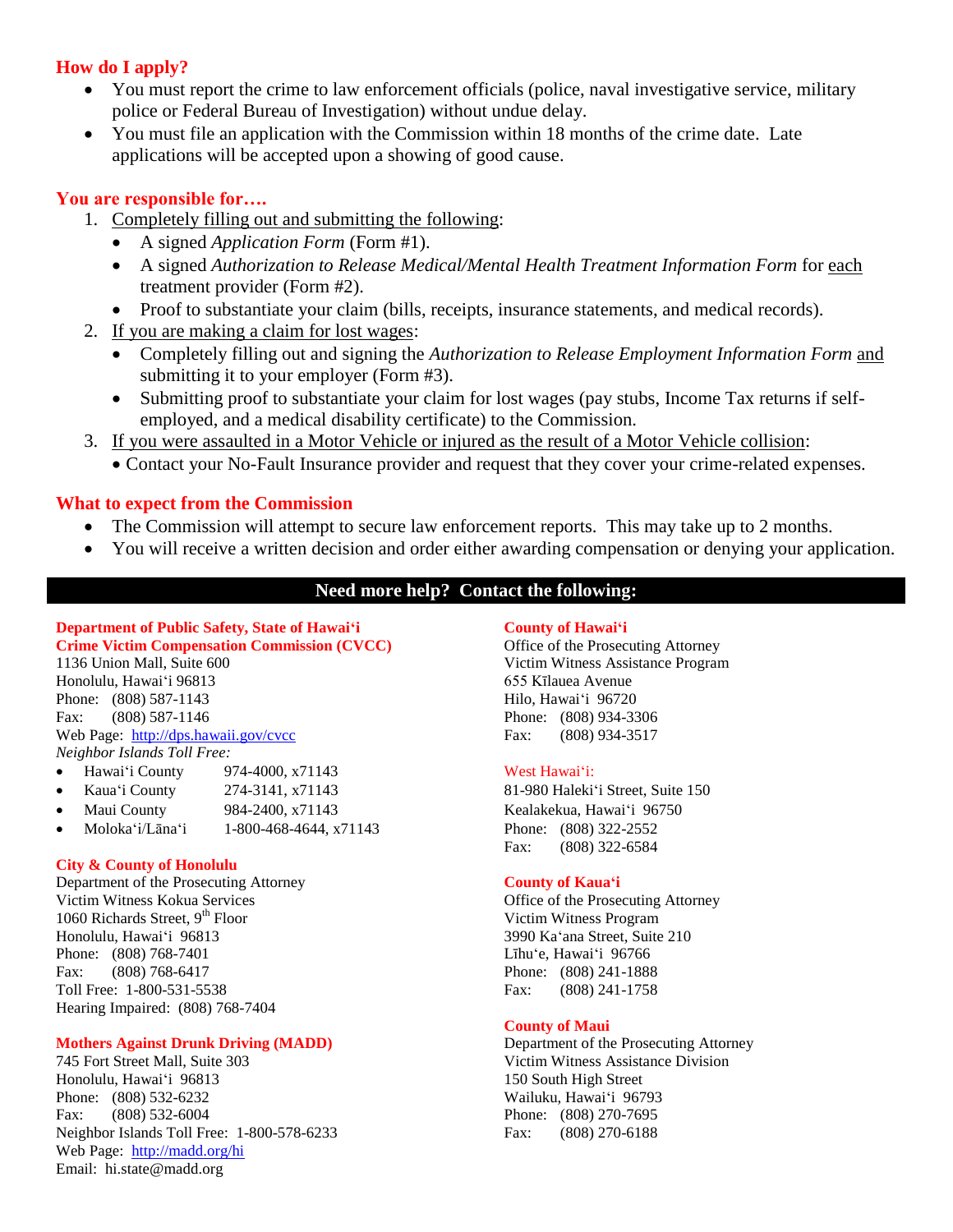## How do I apply?

- You must report the crime to law enforcement officials (police, naval investigative service, military police or Federal Bureau of Investigation) without undue delay.
- You must file an application with the Commission within 18 months of the crime date. Late applications will be accepted upon a showing of good cause.

## You are responsible for….

1. Completely filling out and submitting the following:
   - A signed *Application Form* (Form #1).
   - A signed *Authorization to Release Medical/Mental Health Treatment Information Form* for each treatment provider (Form #2).
   - Proof to substantiate your claim (bills, receipts, insurance statements, and medical records).
2. If you are making a claim for lost wages:
   - Completely filling out and signing the *Authorization to Release Employment Information Form* and submitting it to your employer (Form #3).
   - Submitting proof to substantiate your claim for lost wages (pay stubs, Income Tax returns if self-employed, and a medical disability certificate) to the Commission.
3. If you were assaulted in a Motor Vehicle or injured as the result of a Motor Vehicle collision:
   - Contact your No-Fault Insurance provider and request that they cover your crime-related expenses.

## What to expect from the Commission

- The Commission will attempt to secure law enforcement reports. This may take up to 2 months.
- You will receive a written decision and order either awarding compensation or denying your application.

## Need more help? Contact the following:

**Department of Public Safety, State of Hawai‘i**
**Crime Victim Compensation Commission (CVCC)**
1136 Union Mall, Suite 600
Honolulu, Hawai‘i 96813
Phone: (808) 587-1143
Fax: (808) 587-1146
Web Page: http://dps.hawaii.gov/cvcc
*Neighbor Islands Toll Free:*

- Hawai‘i County 974-4000, x71143
- Kaua‘i County 274-3141, x71143
- Maui County 984-2400, x71143
- Moloka‘i/Lāna‘i 1-800-468-4644, x71143

**City & County of Honolulu**
Department of the Prosecuting Attorney
Victim Witness Kokua Services
1060 Richards Street, 9th Floor
Honolulu, Hawai‘i 96813
Phone: (808) 768-7401
Fax: (808) 768-6417
Toll Free: 1-800-531-5538
Hearing Impaired: (808) 768-7404

**Mothers Against Drunk Driving (MADD)**
745 Fort Street Mall, Suite 303
Honolulu, Hawai‘i 96813
Phone: (808) 532-6232
Fax: (808) 532-6004
Neighbor Islands Toll Free: 1-800-578-6233
Web Page: http://madd.org/hi
Email: hi.state@madd.org

**County of Hawai‘i**
Office of the Prosecuting Attorney
Victim Witness Assistance Program
655 Kīlauea Avenue
Hilo, Hawai‘i 96720
Phone: (808) 934-3306
Fax: (808) 934-3517

West Hawai‘i:
81-980 Haleki‘i Street, Suite 150
Kealakekua, Hawai‘i 96750
Phone: (808) 322-2552
Fax: (808) 322-6584

**County of Kaua‘i**
Office of the Prosecuting Attorney
Victim Witness Program
3990 Ka‘ana Street, Suite 210
Līhu‘e, Hawai‘i 96766
Phone: (808) 241-1888
Fax: (808) 241-1758

**County of Maui**
Department of the Prosecuting Attorney
Victim Witness Assistance Division
150 South High Street
Wailuku, Hawai‘i 96793
Phone: (808) 270-7695
Fax: (808) 270-6188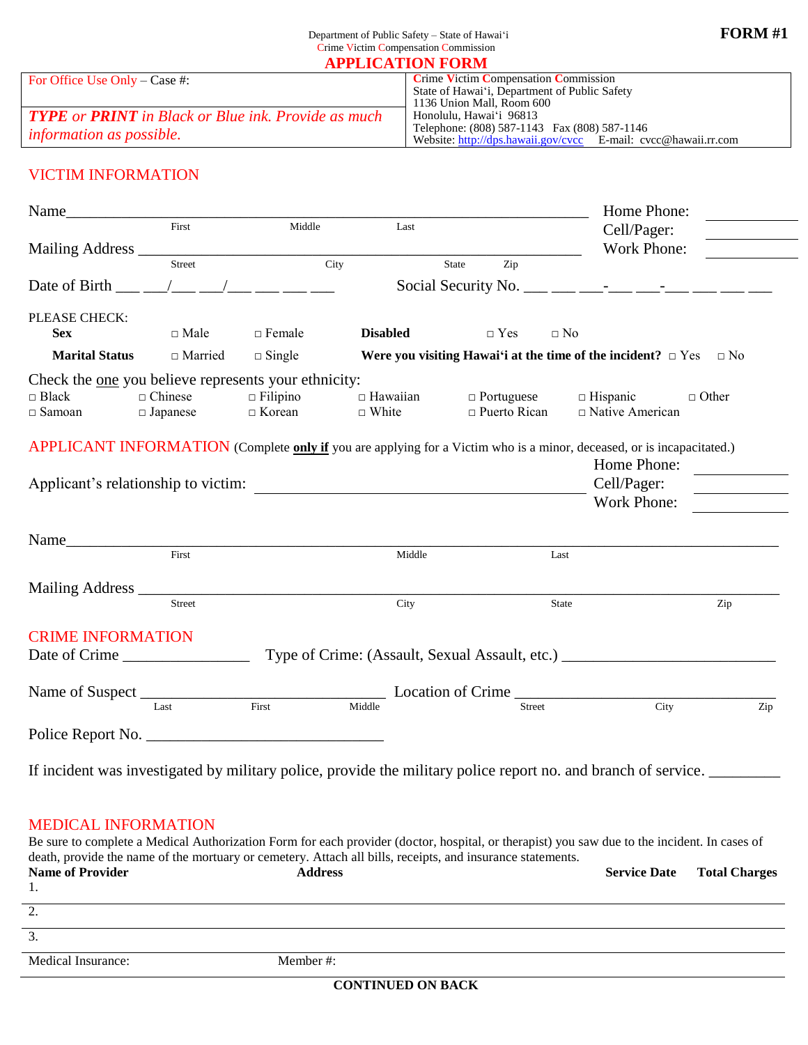Department of Public Safety – State of Hawai'i
Crime Victim Compensation Commission

**FORM #1**

# APPLICATION FORM

| For Office Use Only – Case #: | **C**rime **V**ictim **C**ompensation **C**ommission<br>State of Hawai'i, Department of Public Safety<br>1136 Union Mall, Room 600<br>Honolulu, Hawai'i 96813<br>Telephone: (808) 587-1143 Fax (808) 587-1146<br>Website: http://dps.hawaii.gov/cvcc E-mail: cvcc@hawaii.rr.com |
|---|---|
| ***TYPE** or **PRINT** in Black or Blue ink. Provide as much information as possible.* | |

## VICTIM INFORMATION

Name______________________________________________ Home Phone: __________
First Middle Last Cell/Pager: __________

Mailing Address ___________________________________ Work Phone: __________
Street City State Zip

Date of Birth ___ ___/___ ___/___ ___ ___ ___ Social Security No. ___ ___ ___-___ ___-___ ___ ___ ___

PLEASE CHECK:

**Sex** □ Male □ Female **Disabled** □ Yes □ No

**Marital Status** □ Married □ Single **Were you visiting Hawai'i at the time of the incident?** □ Yes □ No

Check the one you believe represents your ethnicity:

□ Black □ Chinese □ Filipino □ Hawaiian □ Portuguese □ Hispanic □ Other
□ Samoan □ Japanese □ Korean □ White □ Puerto Rican □ Native American

## APPLICANT INFORMATION (Complete **only if** you are applying for a Victim who is a minor, deceased, or is incapacitated.)

Applicant's relationship to victim: ______________________ Home Phone: __________
Cell/Pager: __________
Work Phone: __________

Name______________________________________________
First Middle Last

Mailing Address ___________________________________
Street City State Zip

## CRIME INFORMATION

Date of Crime ________________ Type of Crime: (Assault, Sexual Assault, etc.) ___________________________

Name of Suspect ______________________________ Location of Crime ________________________________
Last First Middle Street City Zip

Police Report No. ______________________________

If incident was investigated by military police, provide the military police report no. and branch of service. _________

## MEDICAL INFORMATION

Be sure to complete a Medical Authorization Form for each provider (doctor, hospital, or therapist) you saw due to the incident. In cases of death, provide the name of the mortuary or cemetery. Attach all bills, receipts, and insurance statements.

| **Name of Provider** | **Address** | **Service Date** | **Total Charges** |
|---|---|---|---|
| 1. | | | |
| 2. | | | |
| 3. | | | |

Medical Insurance: Member #:

**CONTINUED ON BACK**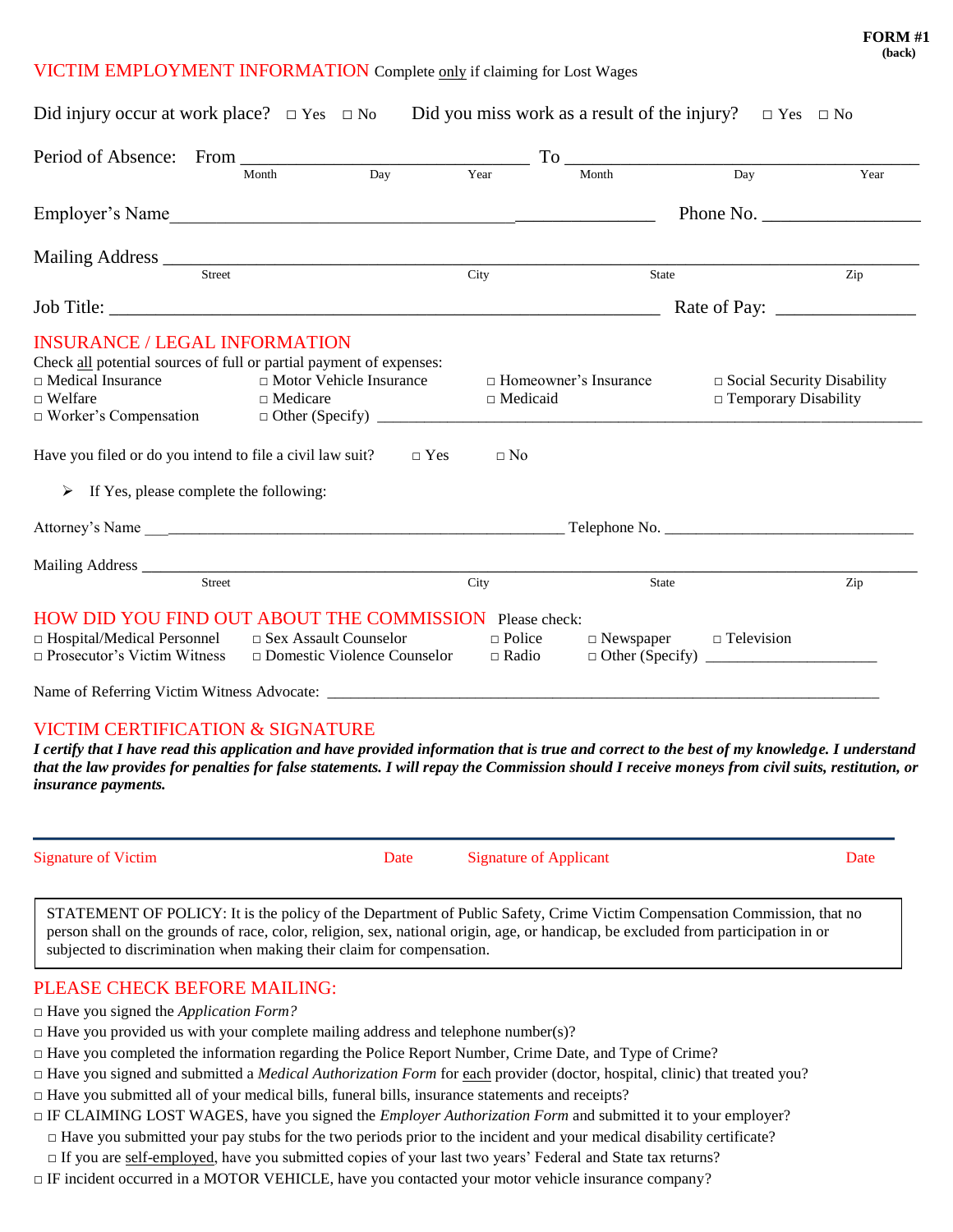**FORM #1**
**(back)**

## VICTIM EMPLOYMENT INFORMATION

Complete only if claiming for Lost Wages

Did injury occur at work place? ☐ Yes ☐ No  Did you miss work as a result of the injury? ☐ Yes ☐ No

Period of Absence: From ____________________ To ____________________
(Month / Day / Year) (Month / Day / Year)

Employer's Name ______________________________ Phone No. ______________

Mailing Address ______________________________________________
(Street / City / State / Zip)

Job Title: ______________________________ Rate of Pay: ______________

## INSURANCE / LEGAL INFORMATION

Check all potential sources of full or partial payment of expenses:

☐ Medical Insurance ☐ Motor Vehicle Insurance ☐ Homeowner's Insurance ☐ Social Security Disability
☐ Welfare ☐ Medicare ☐ Medicaid ☐ Temporary Disability
☐ Worker's Compensation ☐ Other (Specify) ______________________________

Have you filed or do you intend to file a civil law suit? ☐ Yes ☐ No

- If Yes, please complete the following:

Attorney's Name ______________________________ Telephone No. ______________

Mailing Address ______________________________________________
(Street / City / State / Zip)

## HOW DID YOU FIND OUT ABOUT THE COMMISSION

Please check:

☐ Hospital/Medical Personnel ☐ Sex Assault Counselor ☐ Police ☐ Newspaper ☐ Television
☐ Prosecutor's Victim Witness ☐ Domestic Violence Counselor ☐ Radio ☐ Other (Specify) ______________

Name of Referring Victim Witness Advocate: ______________________________

## VICTIM CERTIFICATION & SIGNATURE

***I certify that I have read this application and have provided information that is true and correct to the best of my knowledge. I understand that the law provides for penalties for false statements. I will repay the Commission should I receive moneys from civil suits, restitution, or insurance payments.***

Signature of Victim ______________ Date ______ Signature of Applicant ______________ Date ______

STATEMENT OF POLICY: It is the policy of the Department of Public Safety, Crime Victim Compensation Commission, that no person shall on the grounds of race, color, religion, sex, national origin, age, or handicap, be excluded from participation in or subjected to discrimination when making their claim for compensation.

## PLEASE CHECK BEFORE MAILING:

☐ Have you signed the *Application Form?*
☐ Have you provided us with your complete mailing address and telephone number(s)?
☐ Have you completed the information regarding the Police Report Number, Crime Date, and Type of Crime?
☐ Have you signed and submitted a *Medical Authorization Form* for each provider (doctor, hospital, clinic) that treated you?
☐ Have you submitted all of your medical bills, funeral bills, insurance statements and receipts?
☐ IF CLAIMING LOST WAGES, have you signed the *Employer Authorization Form* and submitted it to your employer?
  ☐ Have you submitted your pay stubs for the two periods prior to the incident and your medical disability certificate?
  ☐ If you are self-employed, have you submitted copies of your last two years' Federal and State tax returns?
☐ IF incident occurred in a MOTOR VEHICLE, have you contacted your motor vehicle insurance company?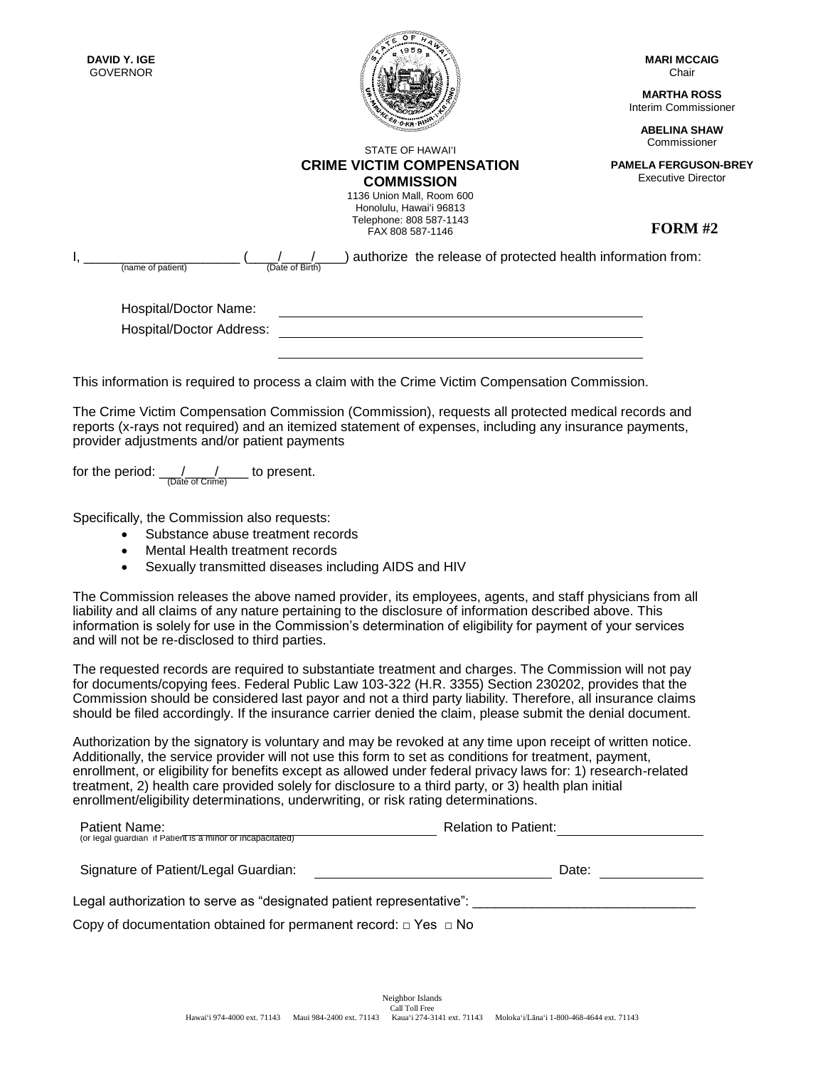**DAVID Y. IGE**
GOVERNOR

STATE OF HAWAI'I
**CRIME VICTIM COMPENSATION COMMISSION**
1136 Union Mall, Room 600
Honolulu, Hawai'i 96813
Telephone: 808 587-1143
FAX 808 587-1146

**MARI MCCAIG**
Chair

**MARTHA ROSS**
Interim Commissioner

**ABELINA SHAW**
Commissioner

**PAMELA FERGUSON-BREY**
Executive Director

**FORM #2**

I, ____________________ (____/____/____) authorize the release of protected health information from:
(name of patient) (Date of Birth)

Hospital/Doctor Name: ____________________________________________

Hospital/Doctor Address: ____________________________________________

____________________________________________

This information is required to process a claim with the Crime Victim Compensation Commission.

The Crime Victim Compensation Commission (Commission), requests all protected medical records and reports (x-rays not required) and an itemized statement of expenses, including any insurance payments, provider adjustments and/or patient payments

for the period: ___/____/____ to present.
(Date of Crime)

Specifically, the Commission also requests:

- Substance abuse treatment records
- Mental Health treatment records
- Sexually transmitted diseases including AIDS and HIV

The Commission releases the above named provider, its employees, agents, and staff physicians from all liability and all claims of any nature pertaining to the disclosure of information described above. This information is solely for use in the Commission's determination of eligibility for payment of your services and will not be re-disclosed to third parties.

The requested records are required to substantiate treatment and charges. The Commission will not pay for documents/copying fees. Federal Public Law 103-322 (H.R. 3355) Section 230202, provides that the Commission should be considered last payor and not a third party liability. Therefore, all insurance claims should be filed accordingly. If the insurance carrier denied the claim, please submit the denial document.

Authorization by the signatory is voluntary and may be revoked at any time upon receipt of written notice. Additionally, the service provider will not use this form to set as conditions for treatment, payment, enrollment, or eligibility for benefits except as allowed under federal privacy laws for: 1) research-related treatment, 2) health care provided solely for disclosure to a third party, or 3) health plan initial enrollment/eligibility determinations, underwriting, or risk rating determinations.

Patient Name: ______________________________ Relation to Patient: ____________________
(or legal guardian if Patient is a minor or incapacitated)

Signature of Patient/Legal Guardian: ______________________________ Date: ______________

Legal authorization to serve as "designated patient representative": ______________________________

Copy of documentation obtained for permanent record: □ Yes □ No

Neighbor Islands
Call Toll Free
Hawai'i 974-4000 ext. 71143 Maui 984-2400 ext. 71143 Kaua'i 274-3141 ext. 71143 Moloka'i/Lāna'i 1-800-468-4644 ext. 71143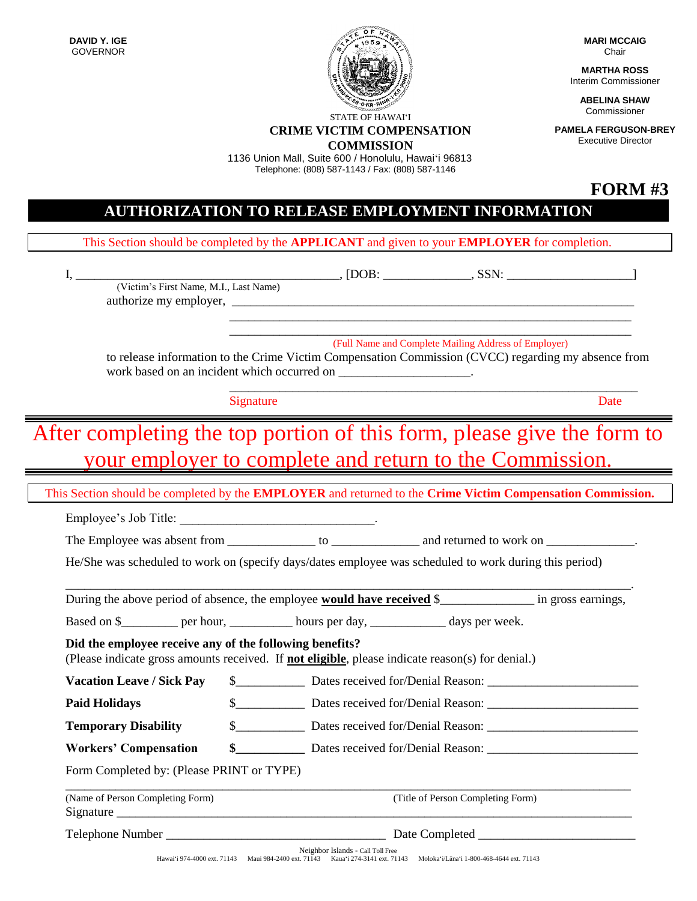**DAVID Y. IGE**
GOVERNOR

STATE OF HAWAIʻI
**CRIME VICTIM COMPENSATION COMMISSION**
1136 Union Mall, Suite 600 / Honolulu, Hawaiʻi 96813
Telephone: (808) 587-1143 / Fax: (808) 587-1146

**MARI MCCAIG**
Chair

**MARTHA ROSS**
Interim Commissioner

**ABELINA SHAW**
Commissioner

**PAMELA FERGUSON-BREY**
Executive Director

# FORM #3

## AUTHORIZATION TO RELEASE EMPLOYMENT INFORMATION

This Section should be completed by the **APPLICANT** and given to your **EMPLOYER** for completion.

I, ________________________________________, [DOB: _____________, SSN: ___________________]
(Victim's First Name, M.I., Last Name)
authorize my employer, ______________________________________________________________
______________________________________________________________
______________________________________________________________
(Full Name and Complete Mailing Address of Employer)
to release information to the Crime Victim Compensation Commission (CVCC) regarding my absence from work based on an incident which occurred on ____________________.

______________________________________________________________
Signature                                                                                                    Date

## After completing the top portion of this form, please give the form to your employer to complete and return to the Commission.

This Section should be completed by the **EMPLOYER** and returned to the **Crime Victim Compensation Commission.**

Employee's Job Title: ______________________________.

The Employee was absent from _____________ to _____________ and returned to work on _____________.

He/She was scheduled to work on (specify days/dates employee was scheduled to work during this period)

_______________________________________________________________________________.

During the above period of absence, the employee **would have received** $______________ in gross earnings,

Based on $________ per hour, _________ hours per day, ___________ days per week.

**Did the employee receive any of the following benefits?**
(Please indicate gross amounts received. If **not eligible**, please indicate reason(s) for denial.)

**Vacation Leave / Sick Pay** $__________ Dates received for/Denial Reason: _______________________

**Paid Holidays** $__________ Dates received for/Denial Reason: _______________________

**Temporary Disability** $__________ Dates received for/Denial Reason: _______________________

**Workers' Compensation** $__________ Dates received for/Denial Reason: _______________________

Form Completed by: (Please PRINT or TYPE)

_______________________________________________________________________________
(Name of Person Completing Form)                                        (Title of Person Completing Form)
Signature _____________________________________________________________________

Telephone Number _________________________________ Date Completed ________________________

Neighbor Islands - Call Toll Free
Hawaiʻi 974-4000 ext. 71143 Maui 984-2400 ext. 71143 Kauaʻi 274-3141 ext. 71143 Molokaʻi/Lānaʻi 1-800-468-4644 ext. 71143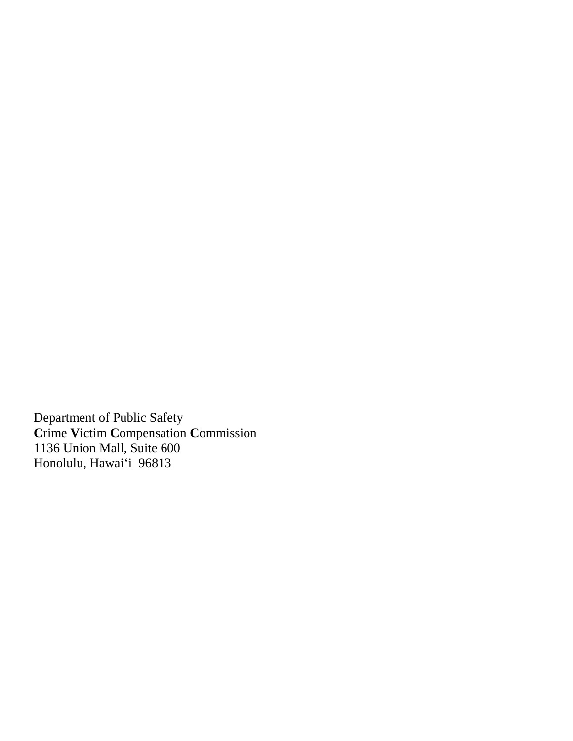Department of Public Safety
**C**rime **V**ictim **C**ompensation **C**ommission
1136 Union Mall, Suite 600
Honolulu, Hawaiʻi  96813